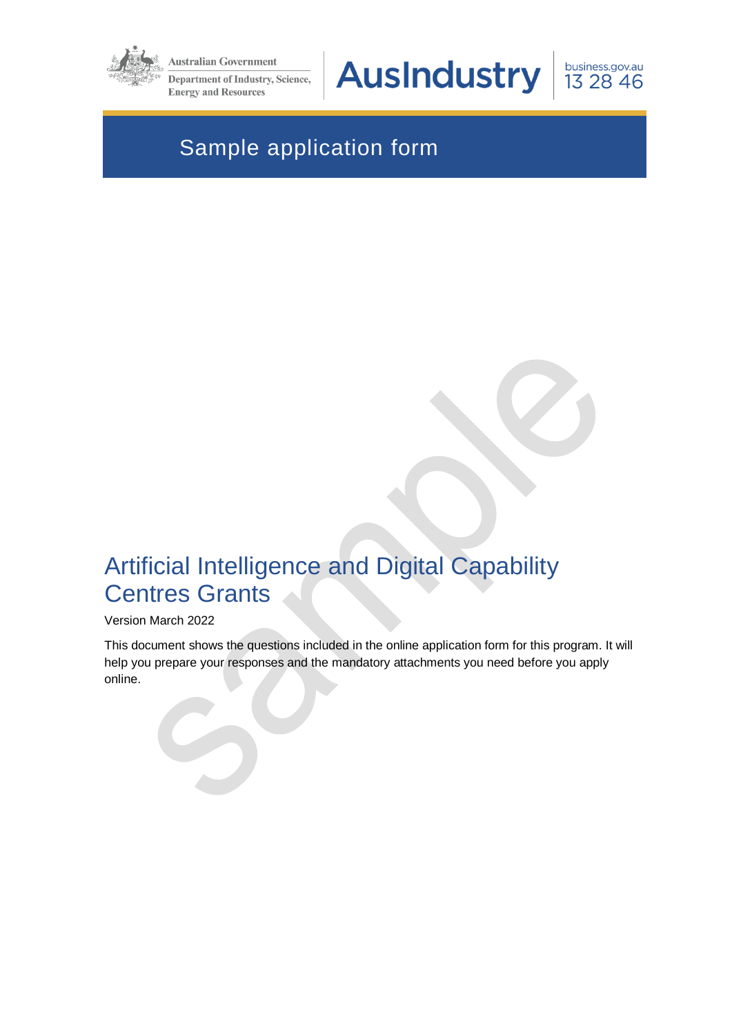Australian Government

Department of Industry, Science, Energy and Resources

AusIndustry

business.gov.au 13 28 46

# Sample application form

## Artificial Intelligence and Digital Capability Centres Grants

Version March 2022

This document shows the questions included in the online application form for this program. It will help you prepare your responses and the mandatory attachments you need before you apply online.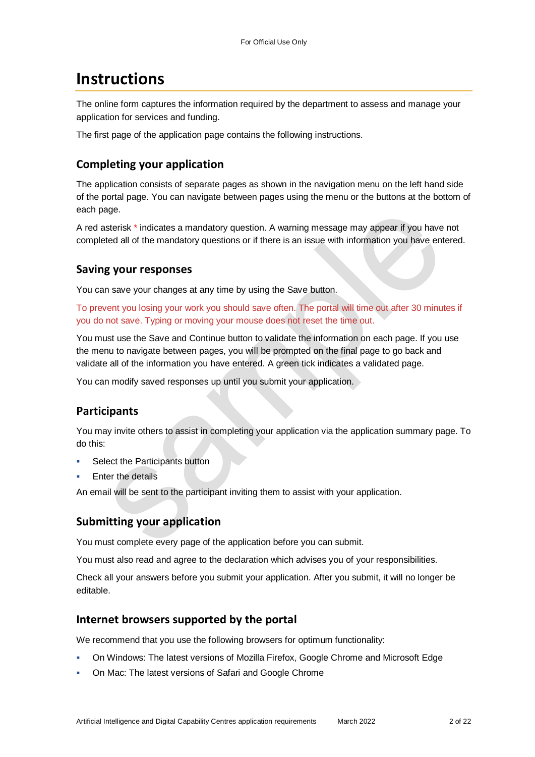# Instructions

The online form captures the information required by the department to assess and manage your application for services and funding.

The first page of the application page contains the following instructions.

## Completing your application

The application consists of separate pages as shown in the navigation menu on the left hand side of the portal page. You can navigate between pages using the menu or the buttons at the bottom of each page.

A red asterisk * indicates a mandatory question. A warning message may appear if you have not completed all of the mandatory questions or if there is an issue with information you have entered.

## Saving your responses

You can save your changes at any time by using the Save button.

To prevent you losing your work you should save often. The portal will time out after 30 minutes if you do not save. Typing or moving your mouse does not reset the time out.

You must use the Save and Continue button to validate the information on each page. If you use the menu to navigate between pages, you will be prompted on the final page to go back and validate all of the information you have entered. A green tick indicates a validated page.

You can modify saved responses up until you submit your application.

## Participants

You may invite others to assist in completing your application via the application summary page. To do this:

- Select the Participants button
- Enter the details

An email will be sent to the participant inviting them to assist with your application.

## Submitting your application

You must complete every page of the application before you can submit.

You must also read and agree to the declaration which advises you of your responsibilities.

Check all your answers before you submit your application. After you submit, it will no longer be editable.

## Internet browsers supported by the portal

We recommend that you use the following browsers for optimum functionality:

- On Windows: The latest versions of Mozilla Firefox, Google Chrome and Microsoft Edge
- On Mac: The latest versions of Safari and Google Chrome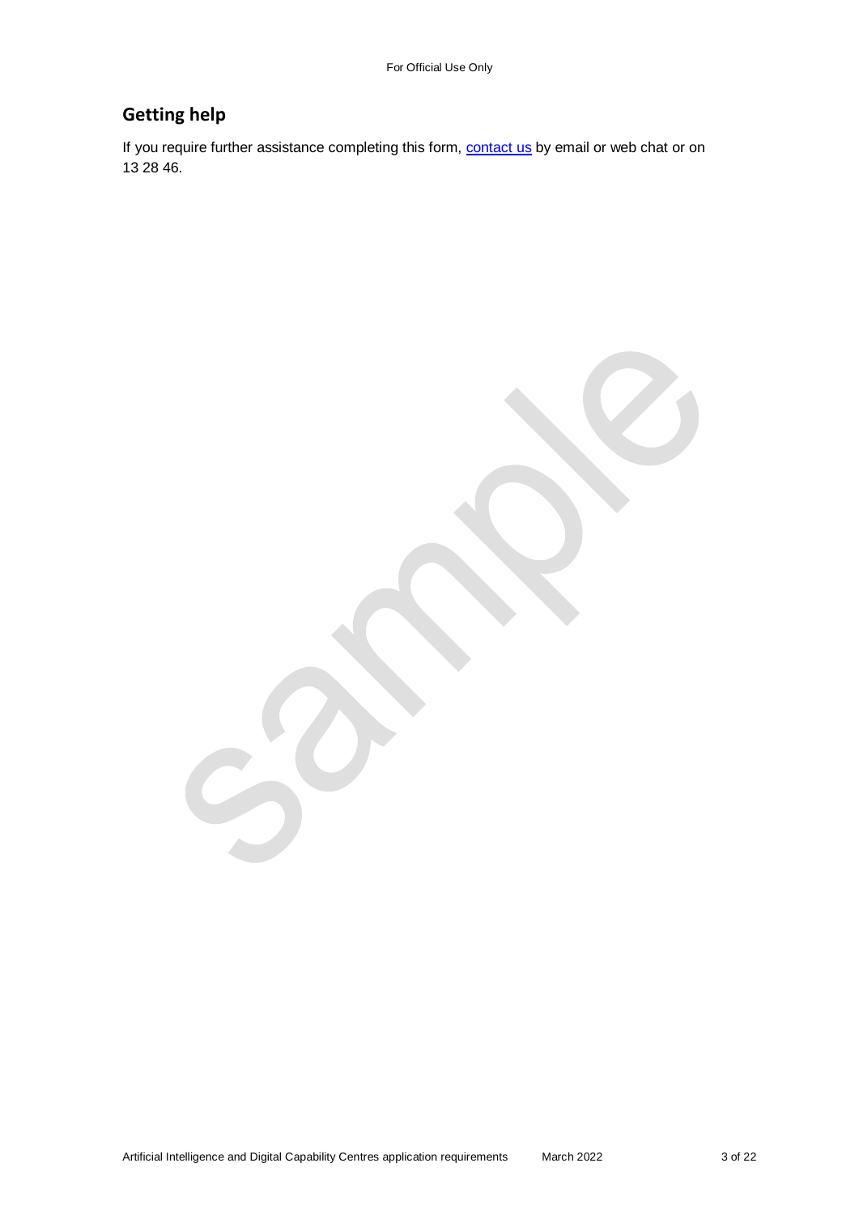## Getting help

If you require further assistance completing this form, [contact us](contact us) by email or web chat or on 13 28 46.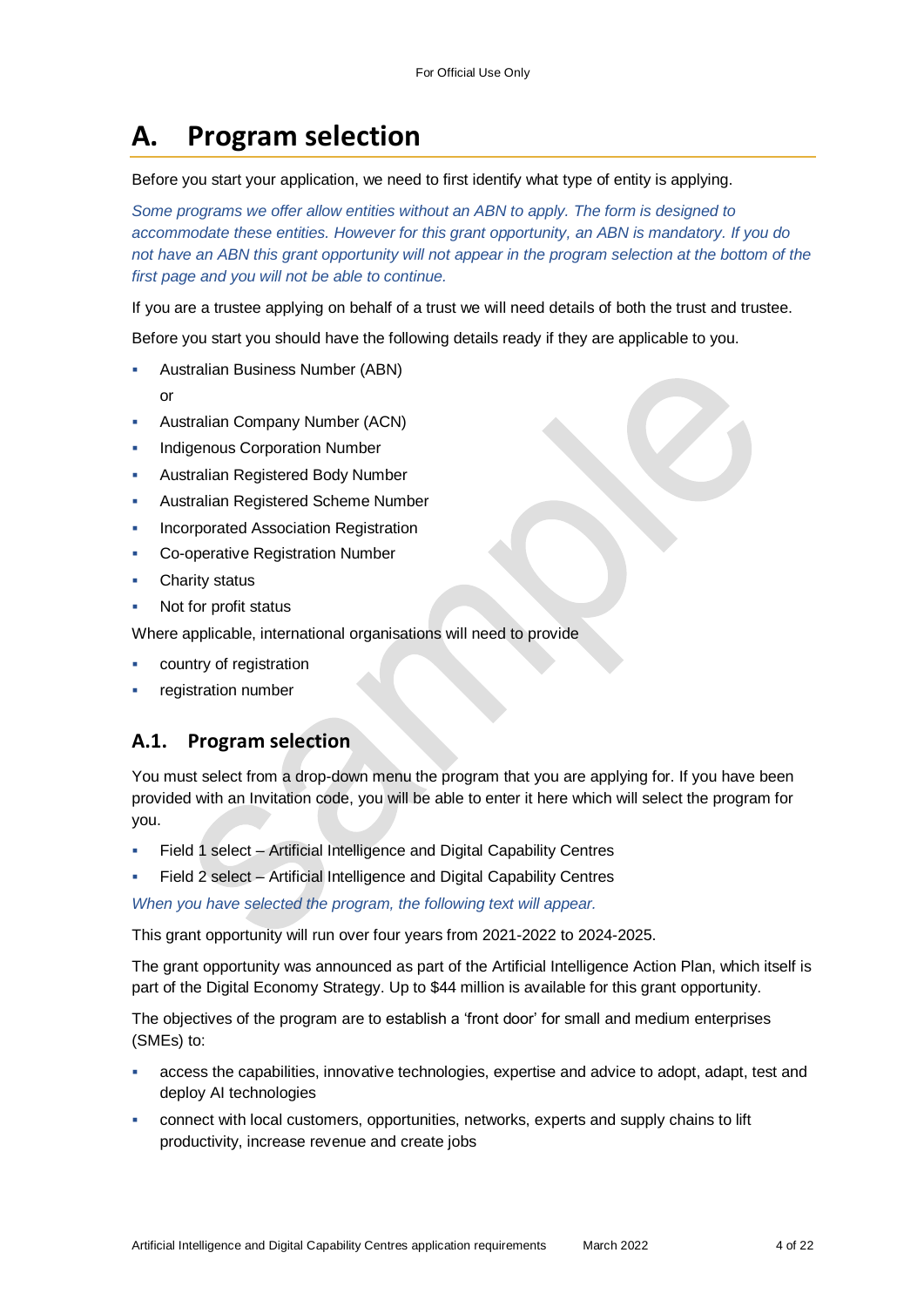# A. Program selection

Before you start your application, we need to first identify what type of entity is applying.

*Some programs we offer allow entities without an ABN to apply. The form is designed to accommodate these entities. However for this grant opportunity, an ABN is mandatory. If you do not have an ABN this grant opportunity will not appear in the program selection at the bottom of the first page and you will not be able to continue.*

If you are a trustee applying on behalf of a trust we will need details of both the trust and trustee.

Before you start you should have the following details ready if they are applicable to you.

- Australian Business Number (ABN)

  or
- Australian Company Number (ACN)
- Indigenous Corporation Number
- Australian Registered Body Number
- Australian Registered Scheme Number
- Incorporated Association Registration
- Co-operative Registration Number
- Charity status
- Not for profit status

Where applicable, international organisations will need to provide

- country of registration
- registration number

## A.1. Program selection

You must select from a drop-down menu the program that you are applying for. If you have been provided with an Invitation code, you will be able to enter it here which will select the program for you.

- Field 1 select – Artificial Intelligence and Digital Capability Centres
- Field 2 select – Artificial Intelligence and Digital Capability Centres

*When you have selected the program, the following text will appear.*

This grant opportunity will run over four years from 2021-2022 to 2024-2025.

The grant opportunity was announced as part of the Artificial Intelligence Action Plan, which itself is part of the Digital Economy Strategy. Up to $44 million is available for this grant opportunity.

The objectives of the program are to establish a 'front door' for small and medium enterprises (SMEs) to:

- access the capabilities, innovative technologies, expertise and advice to adopt, adapt, test and deploy AI technologies
- connect with local customers, opportunities, networks, experts and supply chains to lift productivity, increase revenue and create jobs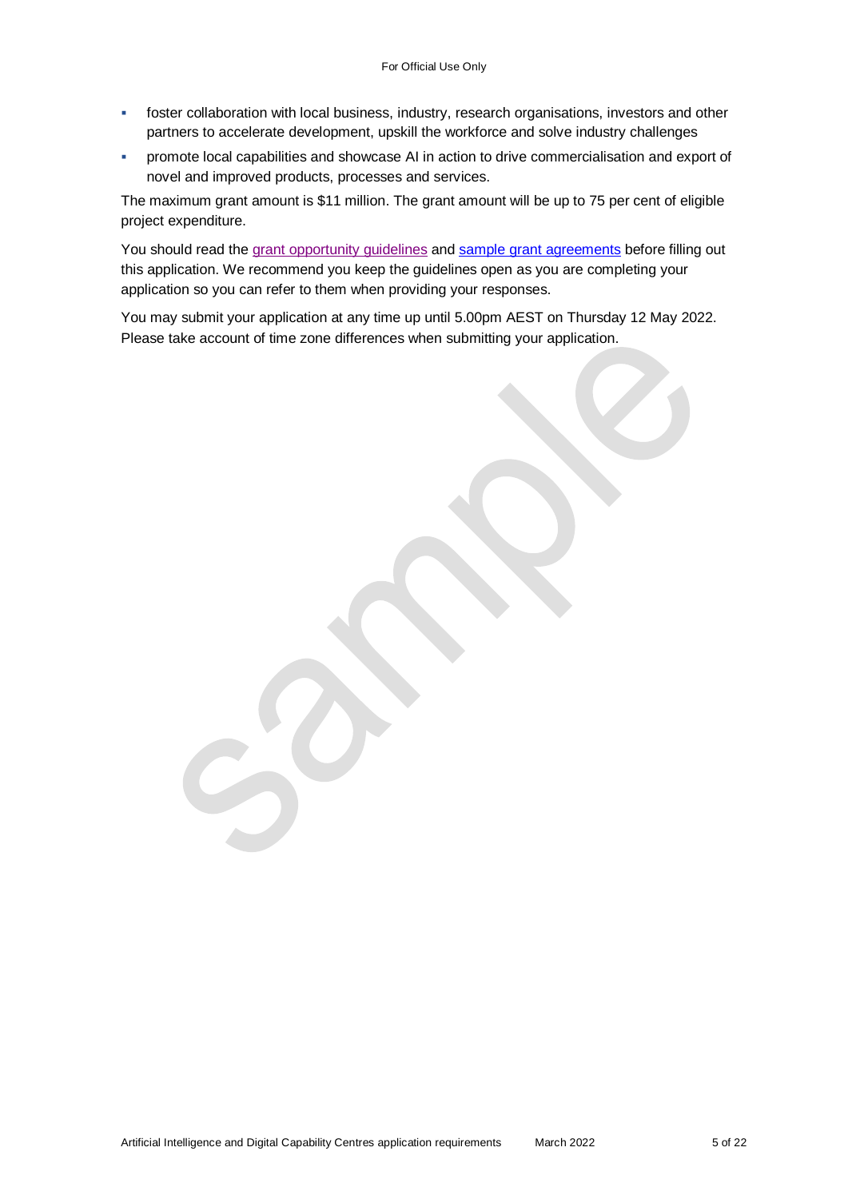- foster collaboration with local business, industry, research organisations, investors and other partners to accelerate development, upskill the workforce and solve industry challenges
- promote local capabilities and showcase AI in action to drive commercialisation and export of novel and improved products, processes and services.

The maximum grant amount is $11 million. The grant amount will be up to 75 per cent of eligible project expenditure.

You should read the grant opportunity guidelines and sample grant agreements before filling out this application. We recommend you keep the guidelines open as you are completing your application so you can refer to them when providing your responses.

You may submit your application at any time up until 5.00pm AEST on Thursday 12 May 2022. Please take account of time zone differences when submitting your application.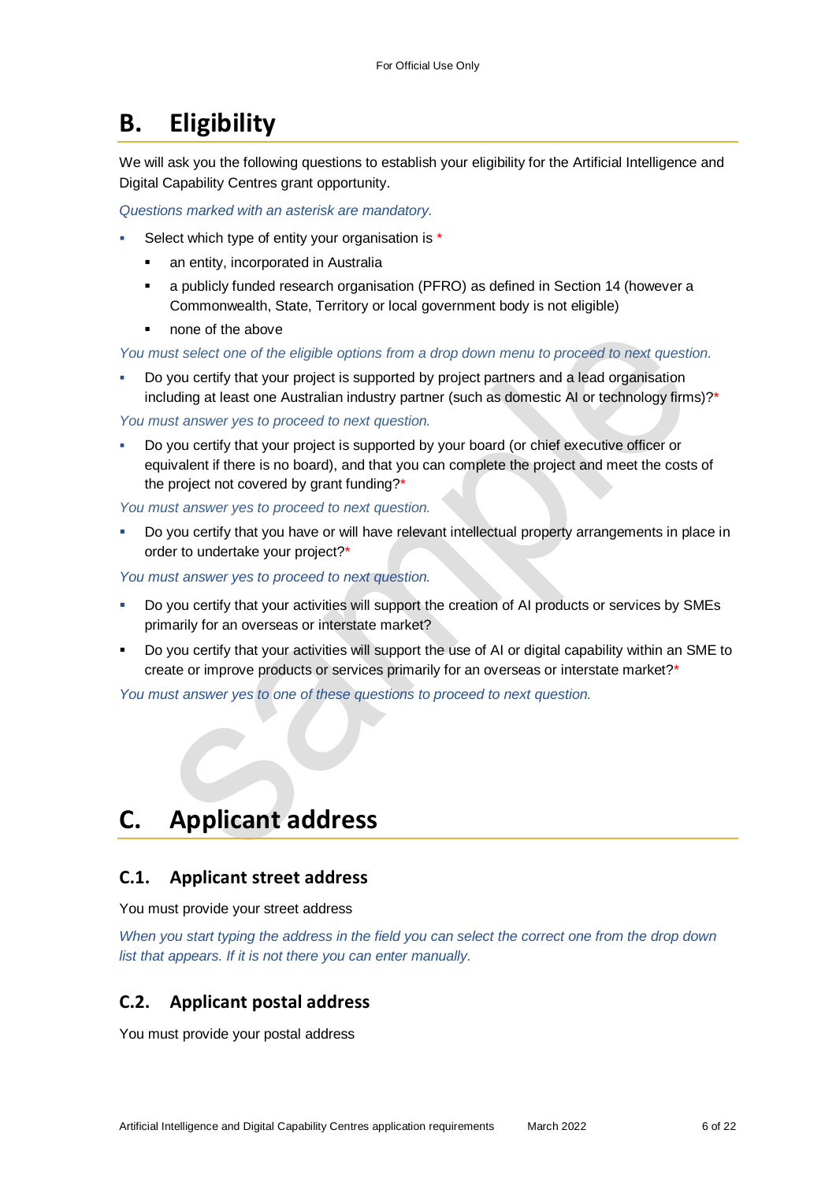# B. Eligibility

We will ask you the following questions to establish your eligibility for the Artificial Intelligence and Digital Capability Centres grant opportunity.

*Questions marked with an asterisk are mandatory.*

- Select which type of entity your organisation is *
  - an entity, incorporated in Australia
  - a publicly funded research organisation (PFRO) as defined in Section 14 (however a Commonwealth, State, Territory or local government body is not eligible)
  - none of the above

*You must select one of the eligible options from a drop down menu to proceed to next question.*

- Do you certify that your project is supported by project partners and a lead organisation including at least one Australian industry partner (such as domestic AI or technology firms)?*

*You must answer yes to proceed to next question.*

- Do you certify that your project is supported by your board (or chief executive officer or equivalent if there is no board), and that you can complete the project and meet the costs of the project not covered by grant funding?*

*You must answer yes to proceed to next question.*

- Do you certify that you have or will have relevant intellectual property arrangements in place in order to undertake your project?*

*You must answer yes to proceed to next question.*

- Do you certify that your activities will support the creation of AI products or services by SMEs primarily for an overseas or interstate market?
- Do you certify that your activities will support the use of AI or digital capability within an SME to create or improve products or services primarily for an overseas or interstate market?*

*You must answer yes to one of these questions to proceed to next question.*

# C. Applicant address

## C.1. Applicant street address

You must provide your street address

*When you start typing the address in the field you can select the correct one from the drop down list that appears. If it is not there you can enter manually.*

## C.2. Applicant postal address

You must provide your postal address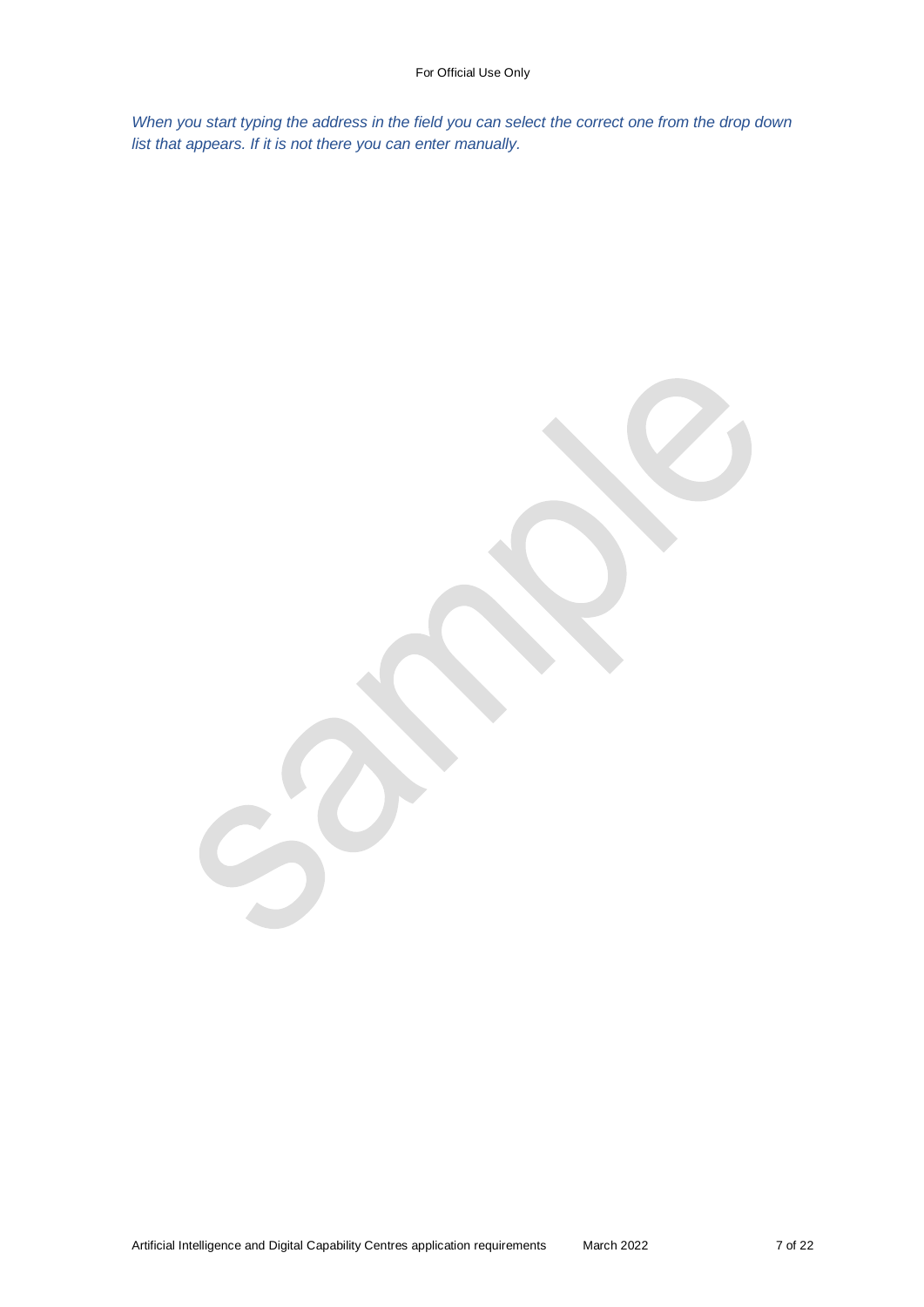*When you start typing the address in the field you can select the correct one from the drop down list that appears. If it is not there you can enter manually.*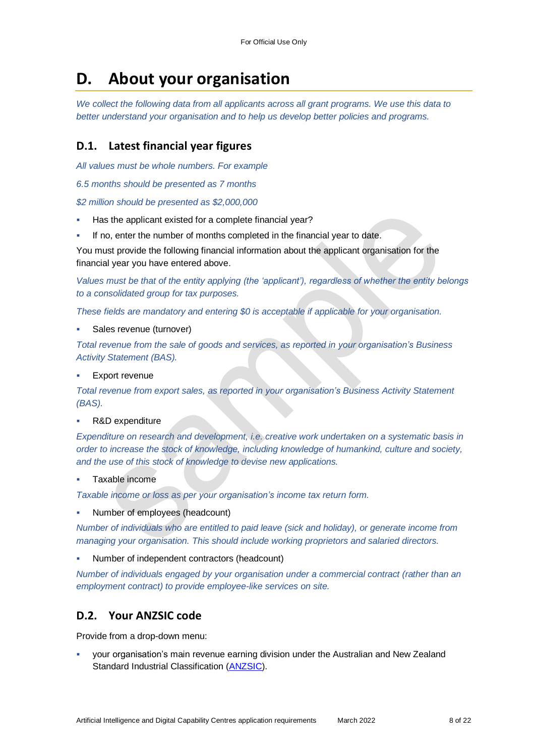# D. About your organisation

*We collect the following data from all applicants across all grant programs. We use this data to better understand your organisation and to help us develop better policies and programs.*

## D.1. Latest financial year figures

*All values must be whole numbers. For example*

*6.5 months should be presented as 7 months*

*$2 million should be presented as $2,000,000*

- Has the applicant existed for a complete financial year?
- If no, enter the number of months completed in the financial year to date.

You must provide the following financial information about the applicant organisation for the financial year you have entered above.

*Values must be that of the entity applying (the 'applicant'), regardless of whether the entity belongs to a consolidated group for tax purposes.*

*These fields are mandatory and entering $0 is acceptable if applicable for your organisation.*

- Sales revenue (turnover)

*Total revenue from the sale of goods and services, as reported in your organisation's Business Activity Statement (BAS).*

- Export revenue

*Total revenue from export sales, as reported in your organisation's Business Activity Statement (BAS).*

- R&D expenditure

*Expenditure on research and development, i.e. creative work undertaken on a systematic basis in order to increase the stock of knowledge, including knowledge of humankind, culture and society, and the use of this stock of knowledge to devise new applications.*

- Taxable income

*Taxable income or loss as per your organisation's income tax return form.*

- Number of employees (headcount)

*Number of individuals who are entitled to paid leave (sick and holiday), or generate income from managing your organisation. This should include working proprietors and salaried directors.*

- Number of independent contractors (headcount)

*Number of individuals engaged by your organisation under a commercial contract (rather than an employment contract) to provide employee-like services on site.*

## D.2. Your ANZSIC code

Provide from a drop-down menu:

- your organisation's main revenue earning division under the Australian and New Zealand Standard Industrial Classification (ANZSIC).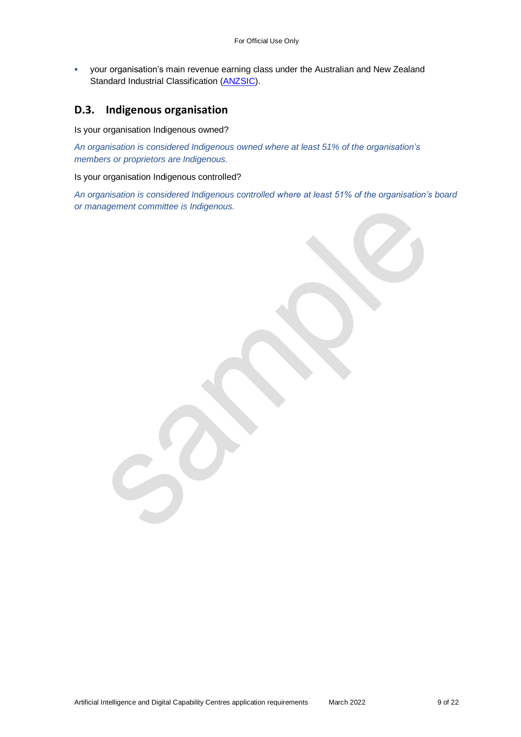- your organisation's main revenue earning class under the Australian and New Zealand Standard Industrial Classification (ANZSIC).

## D.3. Indigenous organisation

Is your organisation Indigenous owned?

*An organisation is considered Indigenous owned where at least 51% of the organisation's members or proprietors are Indigenous.*

Is your organisation Indigenous controlled?

*An organisation is considered Indigenous controlled where at least 51% of the organisation's board or management committee is Indigenous.*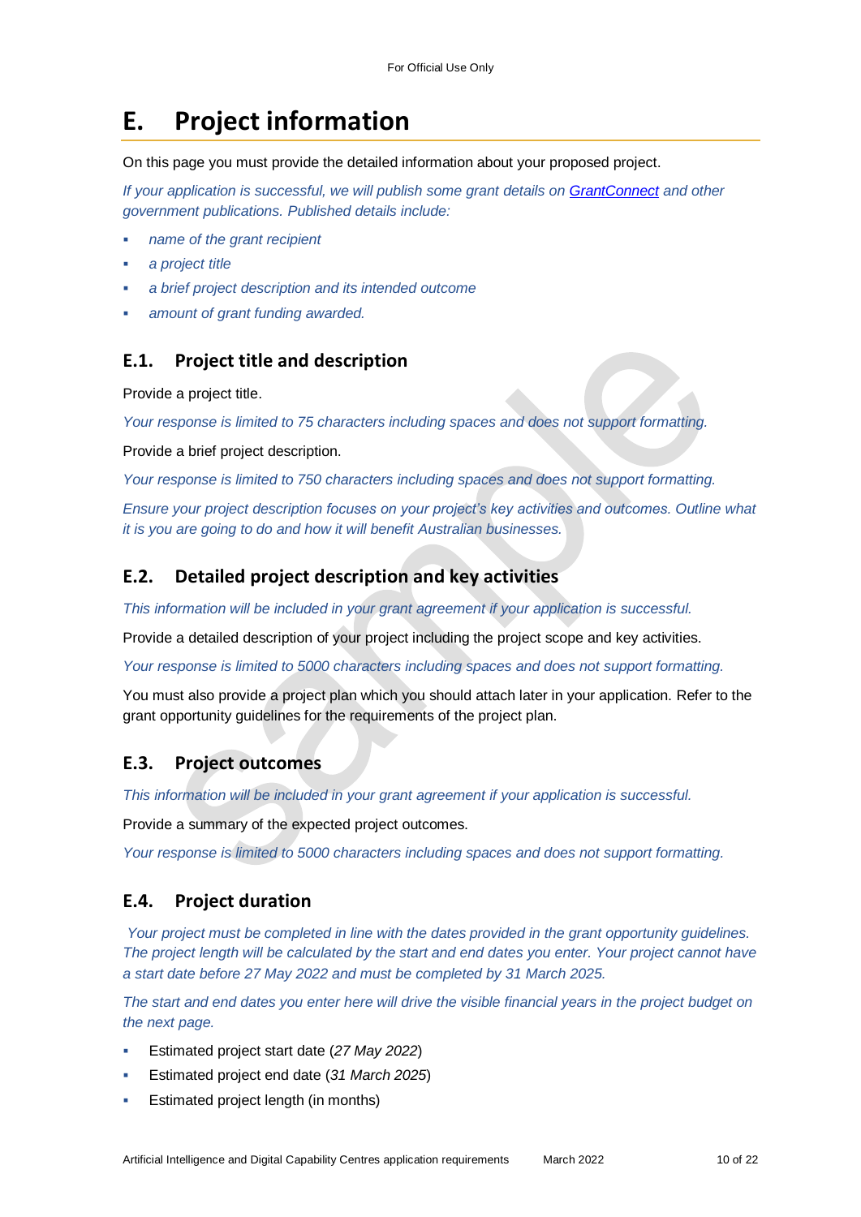# E. Project information

On this page you must provide the detailed information about your proposed project.

*If your application is successful, we will publish some grant details on [GrantConnect](GrantConnect) and other government publications. Published details include:*

- *name of the grant recipient*
- *a project title*
- *a brief project description and its intended outcome*
- *amount of grant funding awarded.*

## E.1. Project title and description

Provide a project title.

*Your response is limited to 75 characters including spaces and does not support formatting.*

Provide a brief project description.

*Your response is limited to 750 characters including spaces and does not support formatting.*

*Ensure your project description focuses on your project's key activities and outcomes. Outline what it is you are going to do and how it will benefit Australian businesses.*

## E.2. Detailed project description and key activities

*This information will be included in your grant agreement if your application is successful.*

Provide a detailed description of your project including the project scope and key activities.

*Your response is limited to 5000 characters including spaces and does not support formatting.*

You must also provide a project plan which you should attach later in your application. Refer to the grant opportunity guidelines for the requirements of the project plan.

## E.3. Project outcomes

*This information will be included in your grant agreement if your application is successful.*

Provide a summary of the expected project outcomes.

*Your response is limited to 5000 characters including spaces and does not support formatting.*

## E.4. Project duration

*Your project must be completed in line with the dates provided in the grant opportunity guidelines. The project length will be calculated by the start and end dates you enter. Your project cannot have a start date before 27 May 2022 and must be completed by 31 March 2025.*

*The start and end dates you enter here will drive the visible financial years in the project budget on the next page.*

- Estimated project start date (*27 May 2022*)
- Estimated project end date (*31 March 2025*)
- Estimated project length (in months)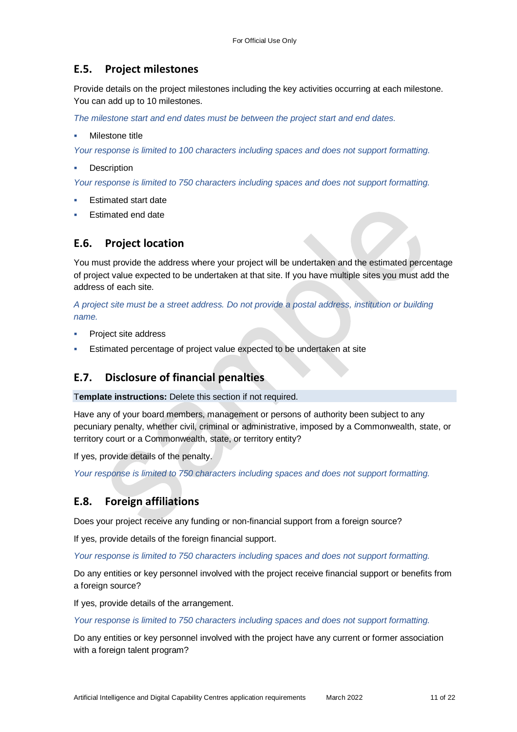## E.5. Project milestones

Provide details on the project milestones including the key activities occurring at each milestone. You can add up to 10 milestones.

*The milestone start and end dates must be between the project start and end dates.*

- Milestone title

*Your response is limited to 100 characters including spaces and does not support formatting.*

- Description

*Your response is limited to 750 characters including spaces and does not support formatting.*

- Estimated start date
- Estimated end date

## E.6. Project location

You must provide the address where your project will be undertaken and the estimated percentage of project value expected to be undertaken at that site. If you have multiple sites you must add the address of each site.

*A project site must be a street address. Do not provide a postal address, institution or building name.*

- Project site address
- Estimated percentage of project value expected to be undertaken at site

## E.7. Disclosure of financial penalties

**Template instructions:** Delete this section if not required.

Have any of your board members, management or persons of authority been subject to any pecuniary penalty, whether civil, criminal or administrative, imposed by a Commonwealth, state, or territory court or a Commonwealth, state, or territory entity?

If yes, provide details of the penalty.

*Your response is limited to 750 characters including spaces and does not support formatting.*

## E.8. Foreign affiliations

Does your project receive any funding or non-financial support from a foreign source?

If yes, provide details of the foreign financial support.

*Your response is limited to 750 characters including spaces and does not support formatting.*

Do any entities or key personnel involved with the project receive financial support or benefits from a foreign source?

If yes, provide details of the arrangement.

*Your response is limited to 750 characters including spaces and does not support formatting.*

Do any entities or key personnel involved with the project have any current or former association with a foreign talent program?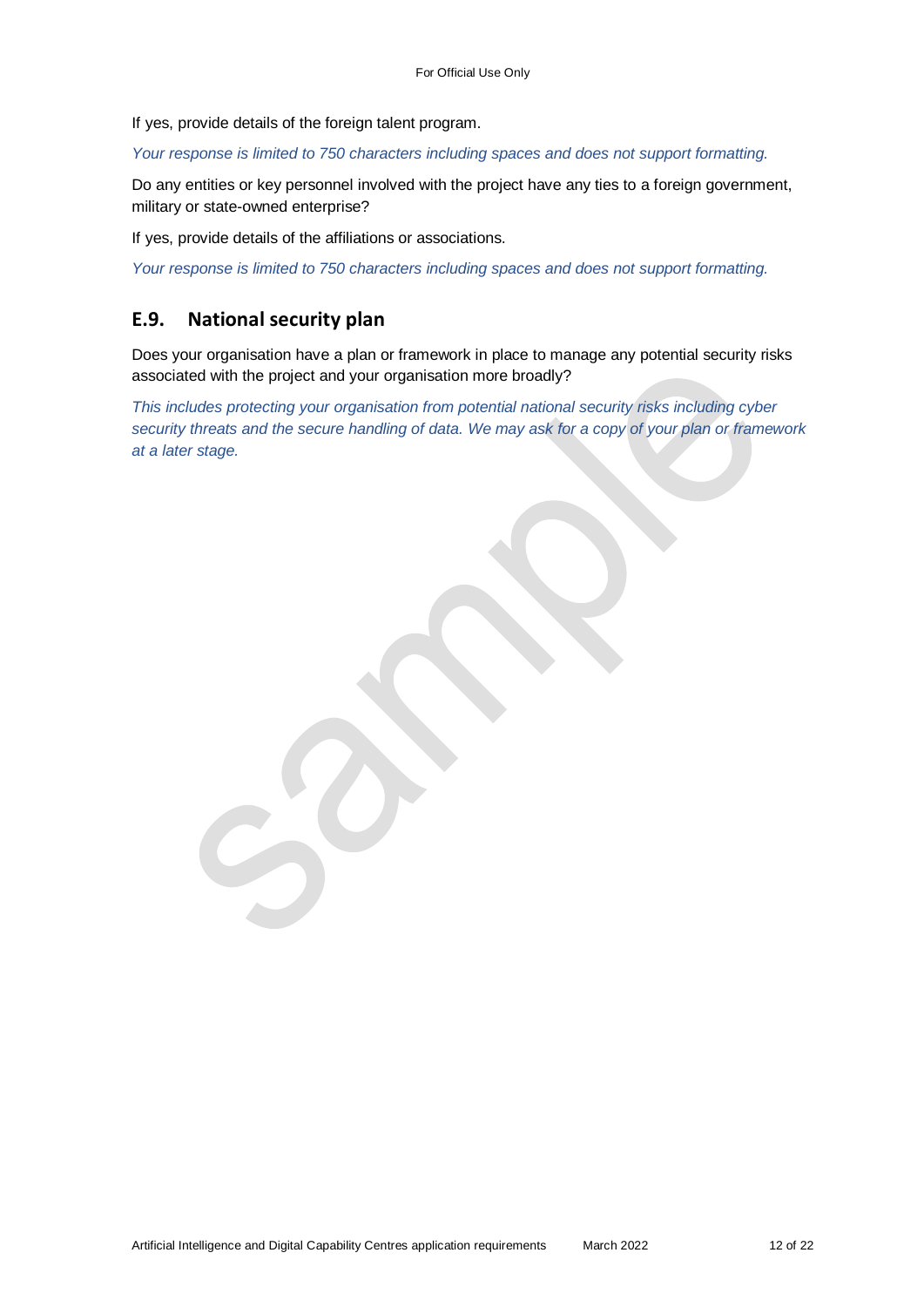If yes, provide details of the foreign talent program.

*Your response is limited to 750 characters including spaces and does not support formatting.*

Do any entities or key personnel involved with the project have any ties to a foreign government, military or state-owned enterprise?

If yes, provide details of the affiliations or associations.

*Your response is limited to 750 characters including spaces and does not support formatting.*

## E.9. National security plan

Does your organisation have a plan or framework in place to manage any potential security risks associated with the project and your organisation more broadly?

*This includes protecting your organisation from potential national security risks including cyber security threats and the secure handling of data. We may ask for a copy of your plan or framework at a later stage.*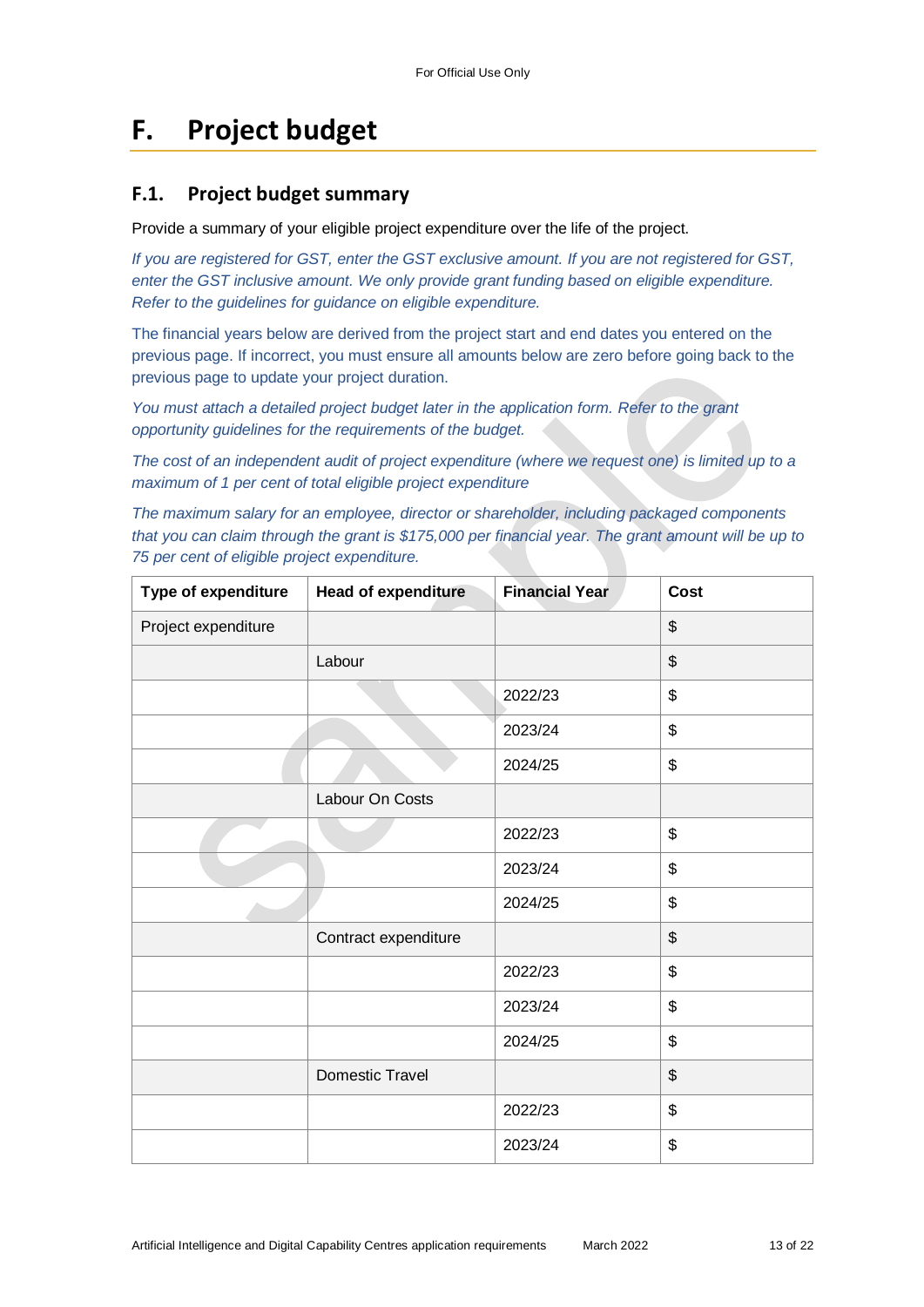# F. Project budget

## F.1. Project budget summary

Provide a summary of your eligible project expenditure over the life of the project.

*If you are registered for GST, enter the GST exclusive amount. If you are not registered for GST, enter the GST inclusive amount. We only provide grant funding based on eligible expenditure. Refer to the guidelines for guidance on eligible expenditure.*

The financial years below are derived from the project start and end dates you entered on the previous page. If incorrect, you must ensure all amounts below are zero before going back to the previous page to update your project duration.

*You must attach a detailed project budget later in the application form. Refer to the grant opportunity guidelines for the requirements of the budget.*

*The cost of an independent audit of project expenditure (where we request one) is limited up to a maximum of 1 per cent of total eligible project expenditure*

*The maximum salary for an employee, director or shareholder, including packaged components that you can claim through the grant is $175,000 per financial year. The grant amount will be up to 75 per cent of eligible project expenditure.*

| Type of expenditure | Head of expenditure | Financial Year | Cost |
|---|---|---|---|
| Project expenditure | | | $ |
| | Labour | | $ |
| | | 2022/23 | $ |
| | | 2023/24 | $ |
| | | 2024/25 | $ |
| | Labour On Costs | | |
| | | 2022/23 | $ |
| | | 2023/24 | $ |
| | | 2024/25 | $ |
| | Contract expenditure | | $ |
| | | 2022/23 | $ |
| | | 2023/24 | $ |
| | | 2024/25 | $ |
| | Domestic Travel | | $ |
| | | 2022/23 | $ |
| | | 2023/24 | $ |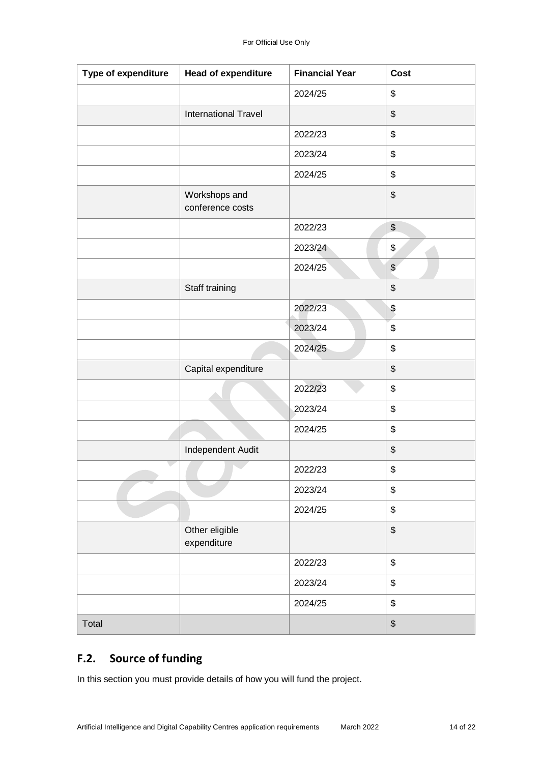| Type of expenditure | Head of expenditure | Financial Year | Cost |
|---|---|---|---|
| | | 2024/25 | $ |
| | International Travel | | $ |
| | | 2022/23 | $ |
| | | 2023/24 | $ |
| | | 2024/25 | $ |
| | Workshops and conference costs | | $ |
| | | 2022/23 | $ |
| | | 2023/24 | $ |
| | | 2024/25 | $ |
| | Staff training | | $ |
| | | 2022/23 | $ |
| | | 2023/24 | $ |
| | | 2024/25 | $ |
| | Capital expenditure | | $ |
| | | 2022/23 | $ |
| | | 2023/24 | $ |
| | | 2024/25 | $ |
| | Independent Audit | | $ |
| | | 2022/23 | $ |
| | | 2023/24 | $ |
| | | 2024/25 | $ |
| | Other eligible expenditure | | $ |
| | | 2022/23 | $ |
| | | 2023/24 | $ |
| | | 2024/25 | $ |
| Total | | | $ |

## F.2. Source of funding

In this section you must provide details of how you will fund the project.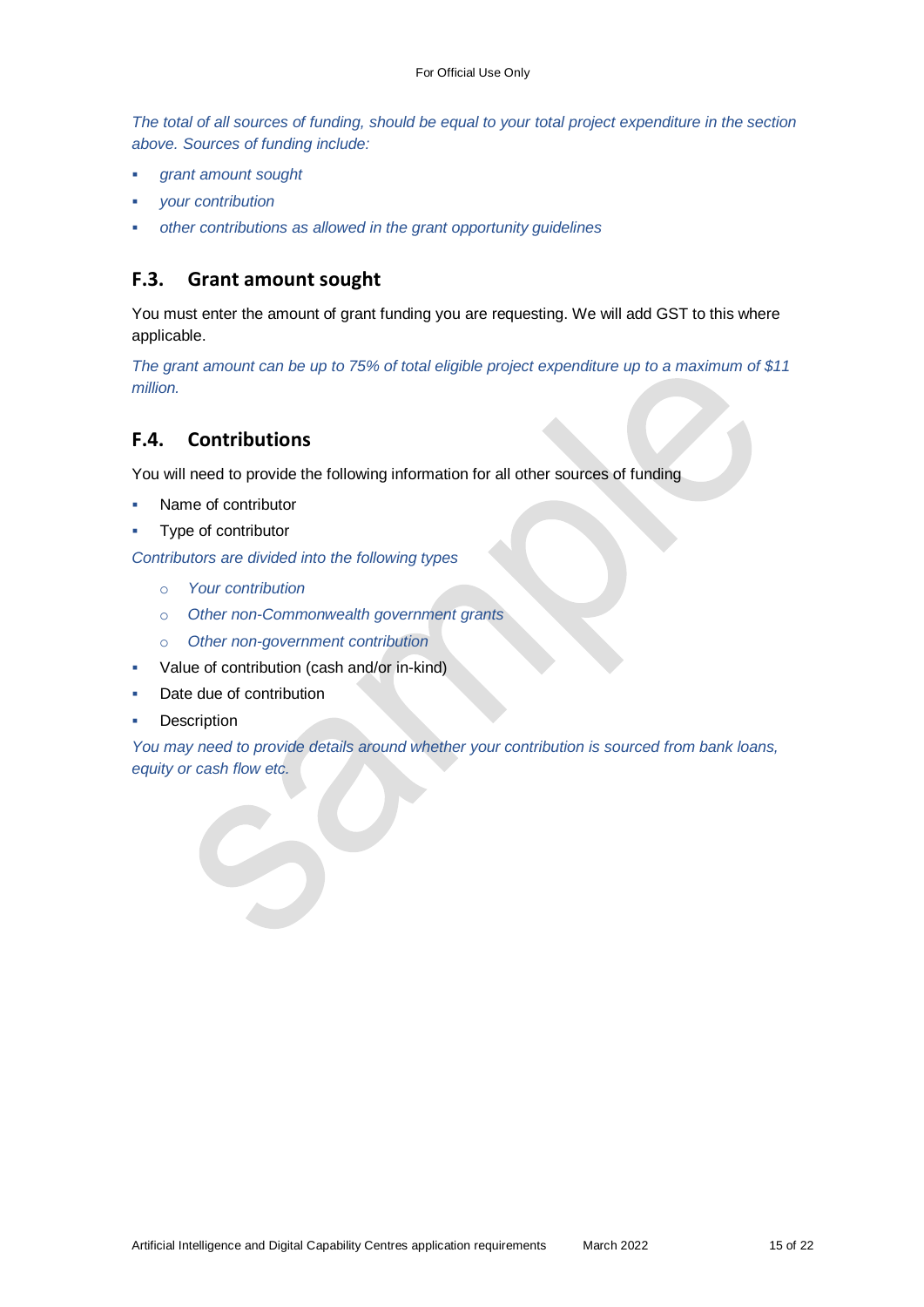*The total of all sources of funding, should be equal to your total project expenditure in the section above. Sources of funding include:*

- *grant amount sought*
- *your contribution*
- *other contributions as allowed in the grant opportunity guidelines*

## F.3. Grant amount sought

You must enter the amount of grant funding you are requesting. We will add GST to this where applicable.

*The grant amount can be up to 75% of total eligible project expenditure up to a maximum of $11 million.*

## F.4. Contributions

You will need to provide the following information for all other sources of funding

- Name of contributor
- Type of contributor

*Contributors are divided into the following types*

  - *Your contribution*
  - *Other non-Commonwealth government grants*
  - *Other non-government contribution*

- Value of contribution (cash and/or in-kind)
- Date due of contribution
- Description

*You may need to provide details around whether your contribution is sourced from bank loans, equity or cash flow etc.*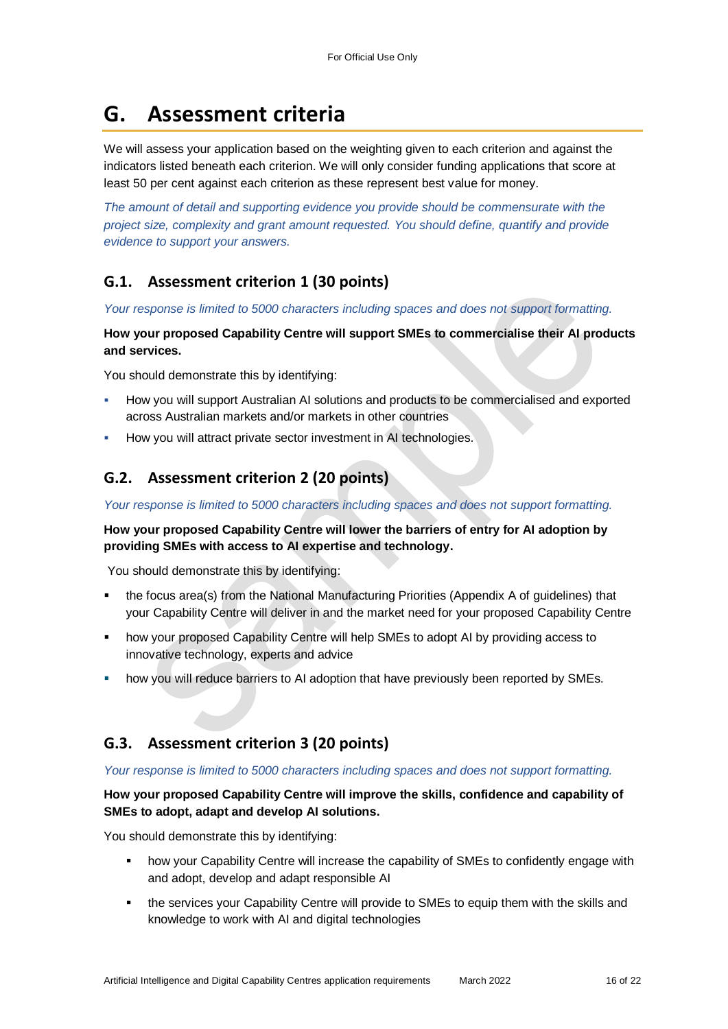# G. Assessment criteria

We will assess your application based on the weighting given to each criterion and against the indicators listed beneath each criterion. We will only consider funding applications that score at least 50 per cent against each criterion as these represent best value for money.

*The amount of detail and supporting evidence you provide should be commensurate with the project size, complexity and grant amount requested. You should define, quantify and provide evidence to support your answers.*

## G.1. Assessment criterion 1 (30 points)

*Your response is limited to 5000 characters including spaces and does not support formatting.*

**How your proposed Capability Centre will support SMEs to commercialise their AI products and services.**

You should demonstrate this by identifying:

- How you will support Australian AI solutions and products to be commercialised and exported across Australian markets and/or markets in other countries
- How you will attract private sector investment in AI technologies.

## G.2. Assessment criterion 2 (20 points)

*Your response is limited to 5000 characters including spaces and does not support formatting.*

**How your proposed Capability Centre will lower the barriers of entry for AI adoption by providing SMEs with access to AI expertise and technology.**

You should demonstrate this by identifying:

- the focus area(s) from the National Manufacturing Priorities (Appendix A of guidelines) that your Capability Centre will deliver in and the market need for your proposed Capability Centre
- how your proposed Capability Centre will help SMEs to adopt AI by providing access to innovative technology, experts and advice
- how you will reduce barriers to AI adoption that have previously been reported by SMEs.

## G.3. Assessment criterion 3 (20 points)

*Your response is limited to 5000 characters including spaces and does not support formatting.*

**How your proposed Capability Centre will improve the skills, confidence and capability of SMEs to adopt, adapt and develop AI solutions.**

You should demonstrate this by identifying:

- how your Capability Centre will increase the capability of SMEs to confidently engage with and adopt, develop and adapt responsible AI
- the services your Capability Centre will provide to SMEs to equip them with the skills and knowledge to work with AI and digital technologies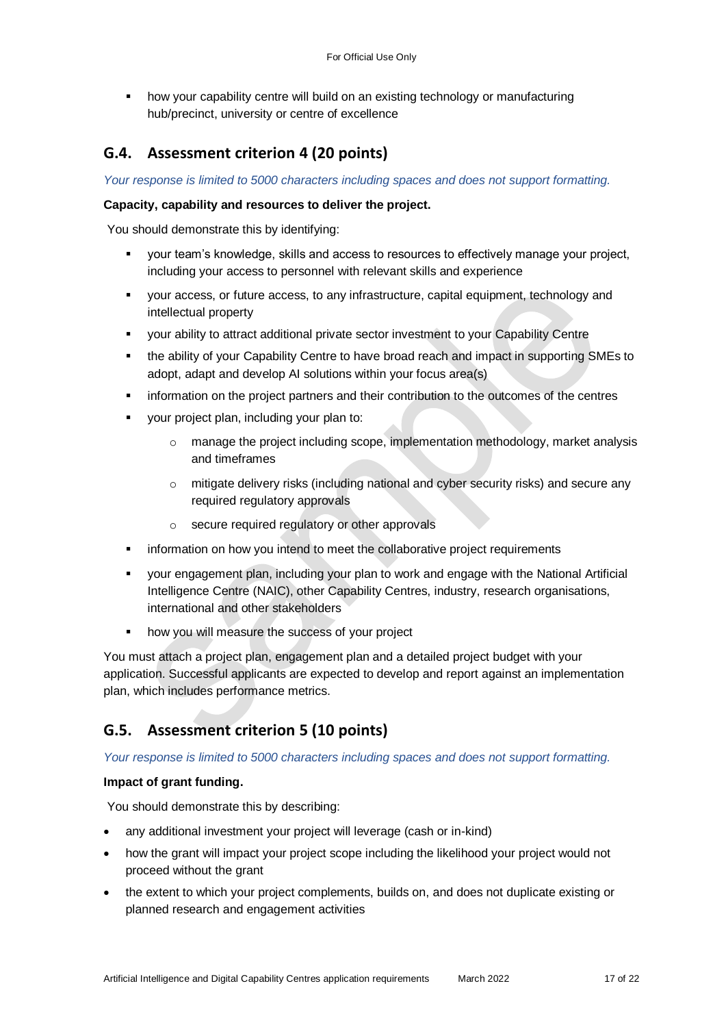- how your capability centre will build on an existing technology or manufacturing hub/precinct, university or centre of excellence

## G.4. Assessment criterion 4 (20 points)

*Your response is limited to 5000 characters including spaces and does not support formatting.*

**Capacity, capability and resources to deliver the project.**

You should demonstrate this by identifying:

- your team's knowledge, skills and access to resources to effectively manage your project, including your access to personnel with relevant skills and experience
- your access, or future access, to any infrastructure, capital equipment, technology and intellectual property
- your ability to attract additional private sector investment to your Capability Centre
- the ability of your Capability Centre to have broad reach and impact in supporting SMEs to adopt, adapt and develop AI solutions within your focus area(s)
- information on the project partners and their contribution to the outcomes of the centres
- your project plan, including your plan to:
    - manage the project including scope, implementation methodology, market analysis and timeframes
    - mitigate delivery risks (including national and cyber security risks) and secure any required regulatory approvals
    - secure required regulatory or other approvals
- information on how you intend to meet the collaborative project requirements
- your engagement plan, including your plan to work and engage with the National Artificial Intelligence Centre (NAIC), other Capability Centres, industry, research organisations, international and other stakeholders
- how you will measure the success of your project

You must attach a project plan, engagement plan and a detailed project budget with your application. Successful applicants are expected to develop and report against an implementation plan, which includes performance metrics.

## G.5. Assessment criterion 5 (10 points)

*Your response is limited to 5000 characters including spaces and does not support formatting.*

**Impact of grant funding.**

You should demonstrate this by describing:

- any additional investment your project will leverage (cash or in-kind)
- how the grant will impact your project scope including the likelihood your project would not proceed without the grant
- the extent to which your project complements, builds on, and does not duplicate existing or planned research and engagement activities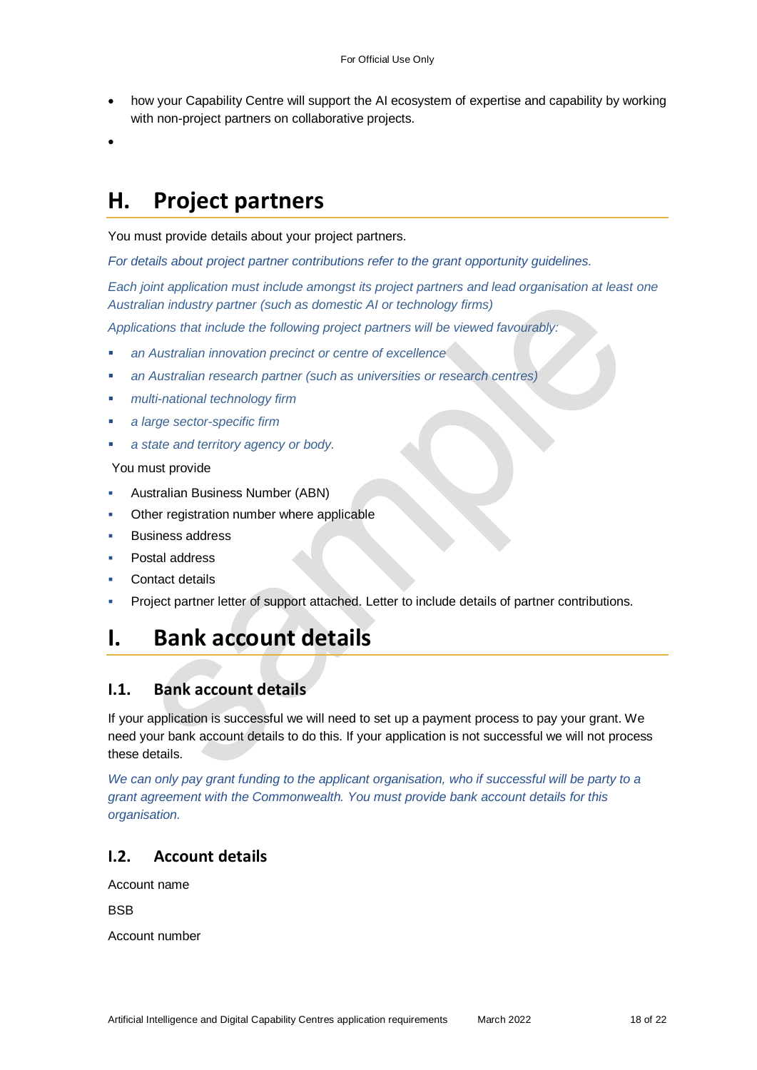- how your Capability Centre will support the AI ecosystem of expertise and capability by working with non-project partners on collaborative projects.
- 

# H. Project partners

You must provide details about your project partners.

*For details about project partner contributions refer to the grant opportunity guidelines.*

*Each joint application must include amongst its project partners and lead organisation at least one Australian industry partner (such as domestic AI or technology firms)*

*Applications that include the following project partners will be viewed favourably:*

- *an Australian innovation precinct or centre of excellence*
- *an Australian research partner (such as universities or research centres)*
- *multi-national technology firm*
- *a large sector-specific firm*
- *a state and territory agency or body.*

You must provide

- Australian Business Number (ABN)
- Other registration number where applicable
- Business address
- Postal address
- Contact details
- Project partner letter of support attached. Letter to include details of partner contributions.

# I. Bank account details

## I.1. Bank account details

If your application is successful we will need to set up a payment process to pay your grant. We need your bank account details to do this. If your application is not successful we will not process these details.

*We can only pay grant funding to the applicant organisation, who if successful will be party to a grant agreement with the Commonwealth. You must provide bank account details for this organisation.*

## I.2. Account details

Account name

BSB

Account number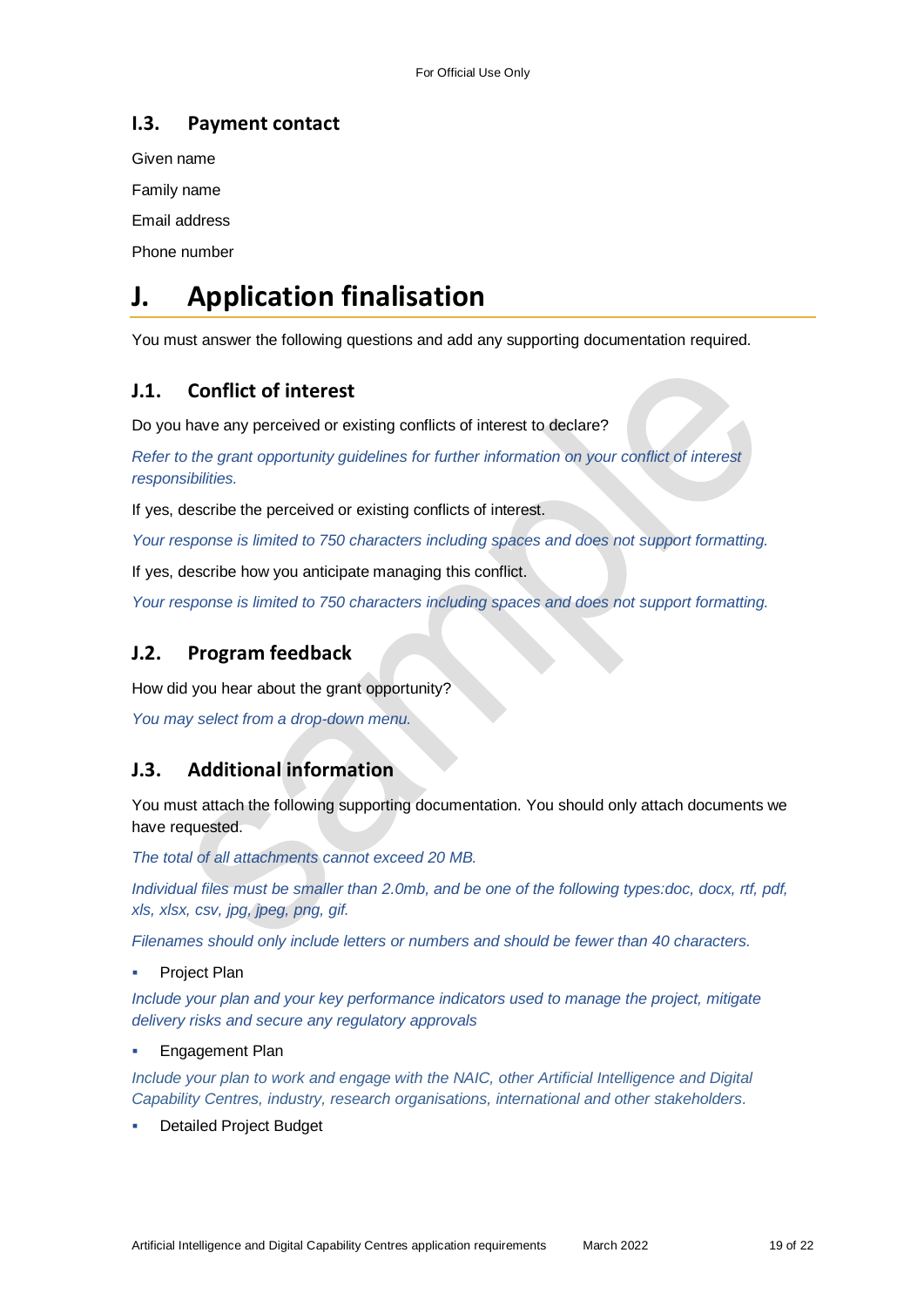### I.3. Payment contact

Given name

Family name

Email address

Phone number

# J. Application finalisation

You must answer the following questions and add any supporting documentation required.

### J.1. Conflict of interest

Do you have any perceived or existing conflicts of interest to declare?

*Refer to the grant opportunity guidelines for further information on your conflict of interest responsibilities.*

If yes, describe the perceived or existing conflicts of interest.

*Your response is limited to 750 characters including spaces and does not support formatting.*

If yes, describe how you anticipate managing this conflict.

*Your response is limited to 750 characters including spaces and does not support formatting.*

### J.2. Program feedback

How did you hear about the grant opportunity?

*You may select from a drop-down menu.*

### J.3. Additional information

You must attach the following supporting documentation. You should only attach documents we have requested.

*The total of all attachments cannot exceed 20 MB.*

*Individual files must be smaller than 2.0mb, and be one of the following types:doc, docx, rtf, pdf, xls, xlsx, csv, jpg, jpeg, png, gif.*

*Filenames should only include letters or numbers and should be fewer than 40 characters.*

- Project Plan

*Include your plan and your key performance indicators used to manage the project, mitigate delivery risks and secure any regulatory approvals*

- Engagement Plan

*Include your plan to work and engage with the NAIC, other Artificial Intelligence and Digital Capability Centres, industry, research organisations, international and other stakeholders.*

- Detailed Project Budget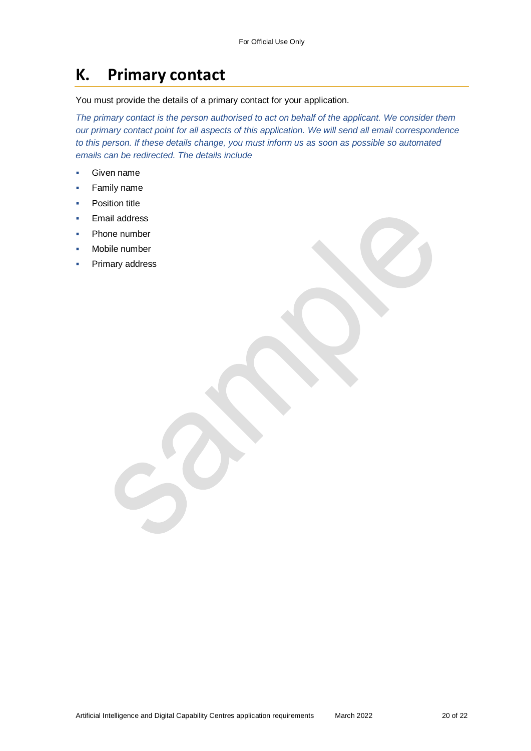## K. Primary contact

You must provide the details of a primary contact for your application.

*The primary contact is the person authorised to act on behalf of the applicant. We consider them our primary contact point for all aspects of this application. We will send all email correspondence to this person. If these details change, you must inform us as soon as possible so automated emails can be redirected. The details include*

- Given name
- Family name
- Position title
- Email address
- Phone number
- Mobile number
- Primary address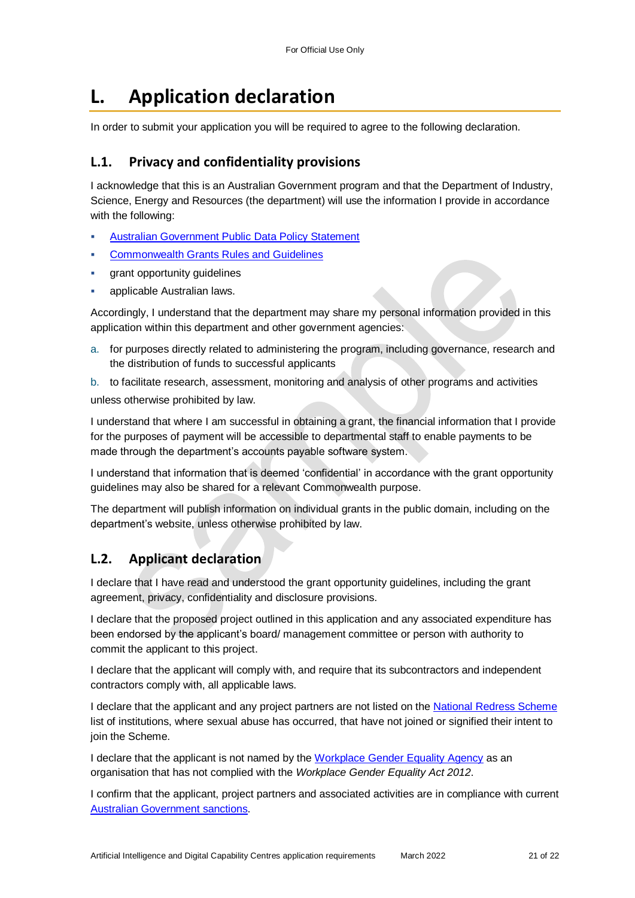# L. Application declaration

In order to submit your application you will be required to agree to the following declaration.

## L.1. Privacy and confidentiality provisions

I acknowledge that this is an Australian Government program and that the Department of Industry, Science, Energy and Resources (the department) will use the information I provide in accordance with the following:

- [Australian Government Public Data Policy Statement]
- [Commonwealth Grants Rules and Guidelines]
- grant opportunity guidelines
- applicable Australian laws.

Accordingly, I understand that the department may share my personal information provided in this application within this department and other government agencies:

a. for purposes directly related to administering the program, including governance, research and the distribution of funds to successful applicants

b. to facilitate research, assessment, monitoring and analysis of other programs and activities

unless otherwise prohibited by law.

I understand that where I am successful in obtaining a grant, the financial information that I provide for the purposes of payment will be accessible to departmental staff to enable payments to be made through the department's accounts payable software system.

I understand that information that is deemed 'confidential' in accordance with the grant opportunity guidelines may also be shared for a relevant Commonwealth purpose.

The department will publish information on individual grants in the public domain, including on the department's website, unless otherwise prohibited by law.

## L.2. Applicant declaration

I declare that I have read and understood the grant opportunity guidelines, including the grant agreement, privacy, confidentiality and disclosure provisions.

I declare that the proposed project outlined in this application and any associated expenditure has been endorsed by the applicant's board/ management committee or person with authority to commit the applicant to this project.

I declare that the applicant will comply with, and require that its subcontractors and independent contractors comply with, all applicable laws.

I declare that the applicant and any project partners are not listed on the National Redress Scheme list of institutions, where sexual abuse has occurred, that have not joined or signified their intent to join the Scheme.

I declare that the applicant is not named by the Workplace Gender Equality Agency as an organisation that has not complied with the *Workplace Gender Equality Act 2012*.

I confirm that the applicant, project partners and associated activities are in compliance with current Australian Government sanctions.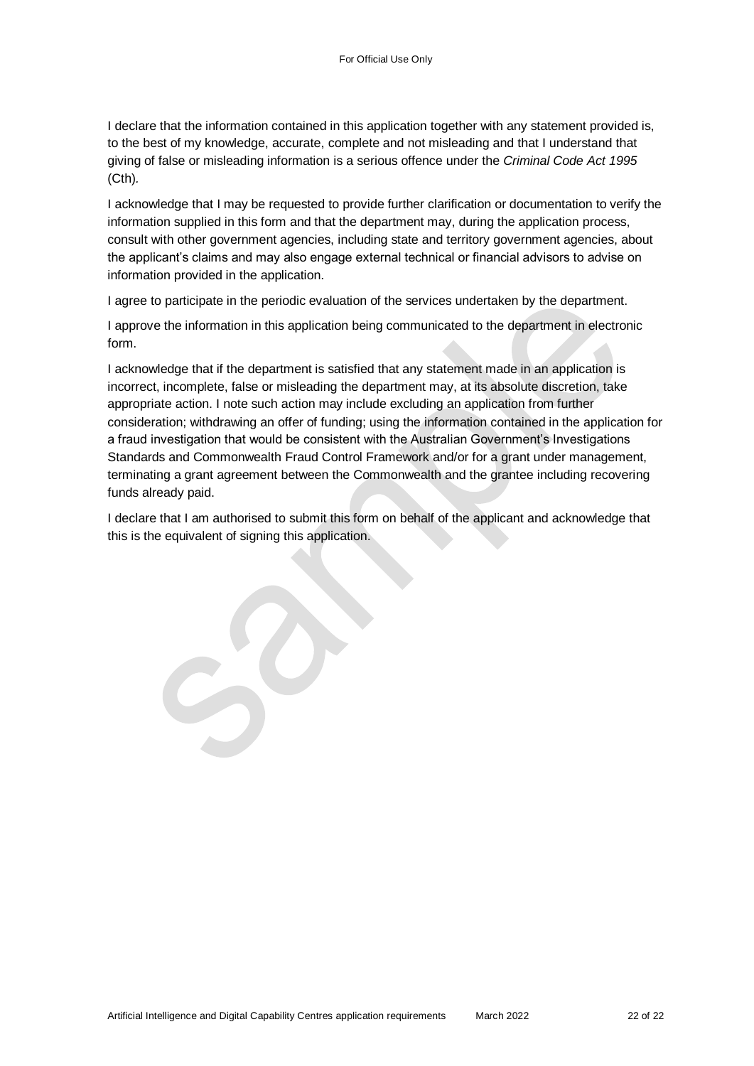I declare that the information contained in this application together with any statement provided is, to the best of my knowledge, accurate, complete and not misleading and that I understand that giving of false or misleading information is a serious offence under the *Criminal Code Act 1995* (Cth).

I acknowledge that I may be requested to provide further clarification or documentation to verify the information supplied in this form and that the department may, during the application process, consult with other government agencies, including state and territory government agencies, about the applicant's claims and may also engage external technical or financial advisors to advise on information provided in the application.

I agree to participate in the periodic evaluation of the services undertaken by the department.

I approve the information in this application being communicated to the department in electronic form.

I acknowledge that if the department is satisfied that any statement made in an application is incorrect, incomplete, false or misleading the department may, at its absolute discretion, take appropriate action. I note such action may include excluding an application from further consideration; withdrawing an offer of funding; using the information contained in the application for a fraud investigation that would be consistent with the Australian Government's Investigations Standards and Commonwealth Fraud Control Framework and/or for a grant under management, terminating a grant agreement between the Commonwealth and the grantee including recovering funds already paid.

I declare that I am authorised to submit this form on behalf of the applicant and acknowledge that this is the equivalent of signing this application.